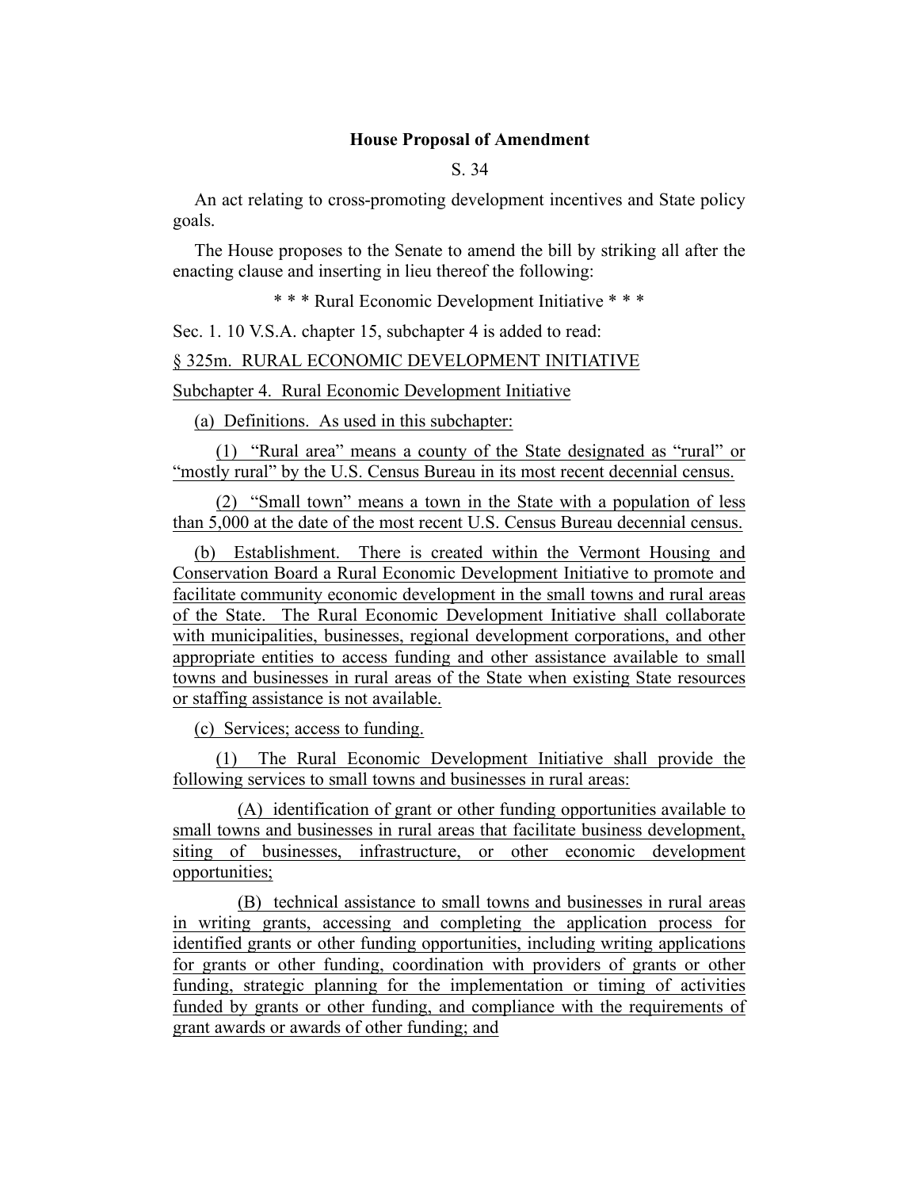**House Proposal of Amendment**

S. 34

An act relating to cross-promoting development incentives and State policy goals.

The House proposes to the Senate to amend the bill by striking all after the enacting clause and inserting in lieu thereof the following:

\* \* \* Rural Economic Development Initiative \* \* \*

Sec. 1. 10 V.S.A. chapter 15, subchapter 4 is added to read:

§ 325m. RURAL ECONOMIC DEVELOPMENT INITIATIVE

Subchapter 4. Rural Economic Development Initiative

(a) Definitions. As used in this subchapter:

(1) "Rural area" means a county of the State designated as "rural" or "mostly rural" by the U.S. Census Bureau in its most recent decennial census.

(2) "Small town" means a town in the State with a population of less than 5,000 at the date of the most recent U.S. Census Bureau decennial census.

(b) Establishment. There is created within the Vermont Housing and Conservation Board a Rural Economic Development Initiative to promote and facilitate community economic development in the small towns and rural areas of the State. The Rural Economic Development Initiative shall collaborate with municipalities, businesses, regional development corporations, and other appropriate entities to access funding and other assistance available to small towns and businesses in rural areas of the State when existing State resources or staffing assistance is not available.

(c) Services; access to funding.

(1) The Rural Economic Development Initiative shall provide the following services to small towns and businesses in rural areas:

(A) identification of grant or other funding opportunities available to small towns and businesses in rural areas that facilitate business development, siting of businesses, infrastructure, or other economic development opportunities;

(B) technical assistance to small towns and businesses in rural areas in writing grants, accessing and completing the application process for identified grants or other funding opportunities, including writing applications for grants or other funding, coordination with providers of grants or other funding, strategic planning for the implementation or timing of activities funded by grants or other funding, and compliance with the requirements of grant awards or awards of other funding; and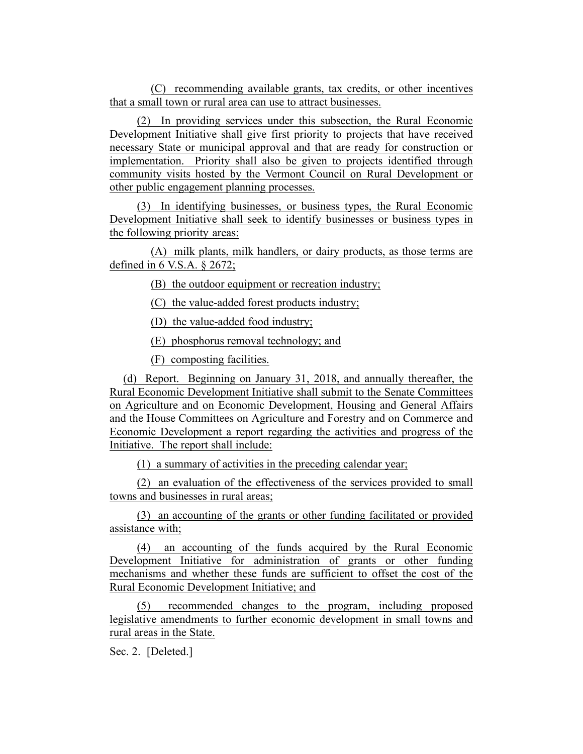(C) recommending available grants, tax credits, or other incentives that a small town or rural area can use to attract businesses.

(2) In providing services under this subsection, the Rural Economic Development Initiative shall give first priority to projects that have received necessary State or municipal approval and that are ready for construction or implementation. Priority shall also be given to projects identified through community visits hosted by the Vermont Council on Rural Development or other public engagement planning processes.

(3) In identifying businesses, or business types, the Rural Economic Development Initiative shall seek to identify businesses or business types in the following priority areas:

(A) milk plants, milk handlers, or dairy products, as those terms are defined in 6 V.S.A. § 2672;

(B) the outdoor equipment or recreation industry;

(C) the value-added forest products industry;

(D) the value-added food industry;

(E) phosphorus removal technology; and

(F) composting facilities.

(d) Report. Beginning on January 31, 2018, and annually thereafter, the Rural Economic Development Initiative shall submit to the Senate Committees on Agriculture and on Economic Development, Housing and General Affairs and the House Committees on Agriculture and Forestry and on Commerce and Economic Development a report regarding the activities and progress of the Initiative. The report shall include:

(1) a summary of activities in the preceding calendar year;

(2) an evaluation of the effectiveness of the services provided to small towns and businesses in rural areas;

(3) an accounting of the grants or other funding facilitated or provided assistance with;

(4) an accounting of the funds acquired by the Rural Economic Development Initiative for administration of grants or other funding mechanisms and whether these funds are sufficient to offset the cost of the Rural Economic Development Initiative; and

(5) recommended changes to the program, including proposed legislative amendments to further economic development in small towns and rural areas in the State.

Sec. 2. [Deleted.]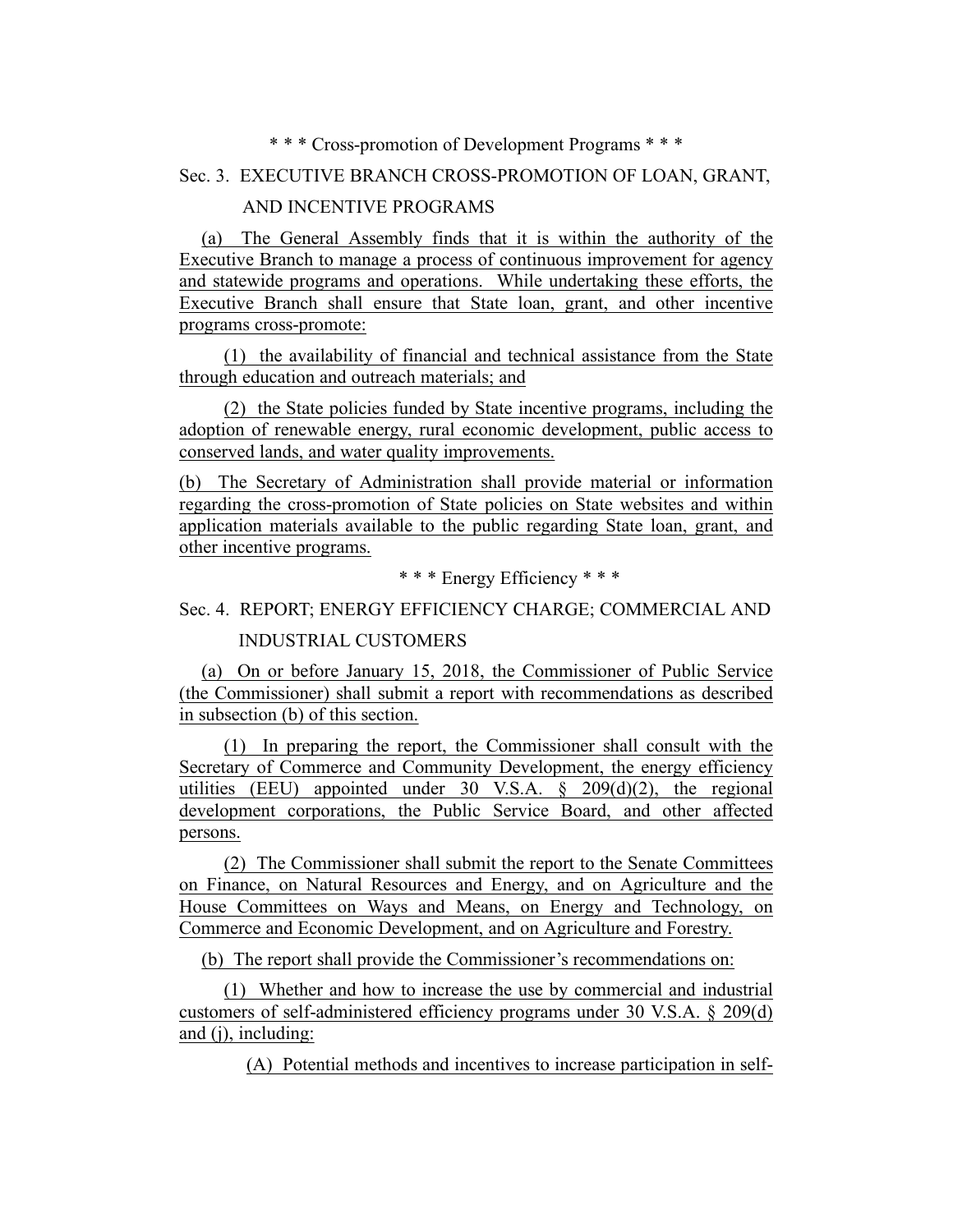\* \* \* Cross-promotion of Development Programs \* \* \*

Sec. 3. EXECUTIVE BRANCH CROSS-PROMOTION OF LOAN, GRANT, AND INCENTIVE PROGRAMS

(a) The General Assembly finds that it is within the authority of the Executive Branch to manage a process of continuous improvement for agency and statewide programs and operations. While undertaking these efforts, the Executive Branch shall ensure that State loan, grant, and other incentive programs cross-promote:

(1) the availability of financial and technical assistance from the State through education and outreach materials; and

(2) the State policies funded by State incentive programs, including the adoption of renewable energy, rural economic development, public access to conserved lands, and water quality improvements.

(b) The Secretary of Administration shall provide material or information regarding the cross-promotion of State policies on State websites and within application materials available to the public regarding State loan, grant, and other incentive programs.

\* \* \* Energy Efficiency \* \* \*

Sec. 4. REPORT; ENERGY EFFICIENCY CHARGE; COMMERCIAL AND INDUSTRIAL CUSTOMERS

(a) On or before January 15, 2018, the Commissioner of Public Service (the Commissioner) shall submit a report with recommendations as described in subsection (b) of this section.

(1) In preparing the report, the Commissioner shall consult with the Secretary of Commerce and Community Development, the energy efficiency utilities (EEU) appointed under 30 V.S.A. § 209(d)(2), the regional development corporations, the Public Service Board, and other affected persons.

(2) The Commissioner shall submit the report to the Senate Committees on Finance, on Natural Resources and Energy, and on Agriculture and the House Committees on Ways and Means, on Energy and Technology, on Commerce and Economic Development, and on Agriculture and Forestry.

(b) The report shall provide the Commissioner's recommendations on:

(1) Whether and how to increase the use by commercial and industrial customers of self-administered efficiency programs under 30 V.S.A. § 209(d) and (j), including:

(A) Potential methods and incentives to increase participation in self-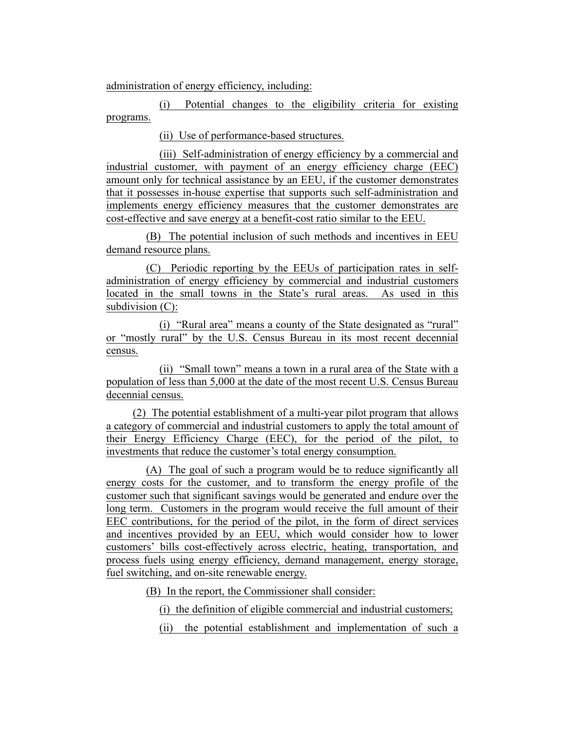administration of energy efficiency, including:

(i) Potential changes to the eligibility criteria for existing programs.

(ii) Use of performance-based structures.

(iii) Self-administration of energy efficiency by a commercial and industrial customer, with payment of an energy efficiency charge (EEC) amount only for technical assistance by an EEU, if the customer demonstrates that it possesses in-house expertise that supports such self-administration and implements energy efficiency measures that the customer demonstrates are cost-effective and save energy at a benefit-cost ratio similar to the EEU.

(B) The potential inclusion of such methods and incentives in EEU demand resource plans.

(C) Periodic reporting by the EEUs of participation rates in self-administration of energy efficiency by commercial and industrial customers located in the small towns in the State's rural areas. As used in this subdivision (C):

(i) "Rural area" means a county of the State designated as "rural" or "mostly rural" by the U.S. Census Bureau in its most recent decennial census.

(ii) "Small town" means a town in a rural area of the State with a population of less than 5,000 at the date of the most recent U.S. Census Bureau decennial census.

(2) The potential establishment of a multi-year pilot program that allows a category of commercial and industrial customers to apply the total amount of their Energy Efficiency Charge (EEC), for the period of the pilot, to investments that reduce the customer's total energy consumption.

(A) The goal of such a program would be to reduce significantly all energy costs for the customer, and to transform the energy profile of the customer such that significant savings would be generated and endure over the long term. Customers in the program would receive the full amount of their EEC contributions, for the period of the pilot, in the form of direct services and incentives provided by an EEU, which would consider how to lower customers' bills cost-effectively across electric, heating, transportation, and process fuels using energy efficiency, demand management, energy storage, fuel switching, and on-site renewable energy.

(B) In the report, the Commissioner shall consider:

(i) the definition of eligible commercial and industrial customers;

(ii) the potential establishment and implementation of such a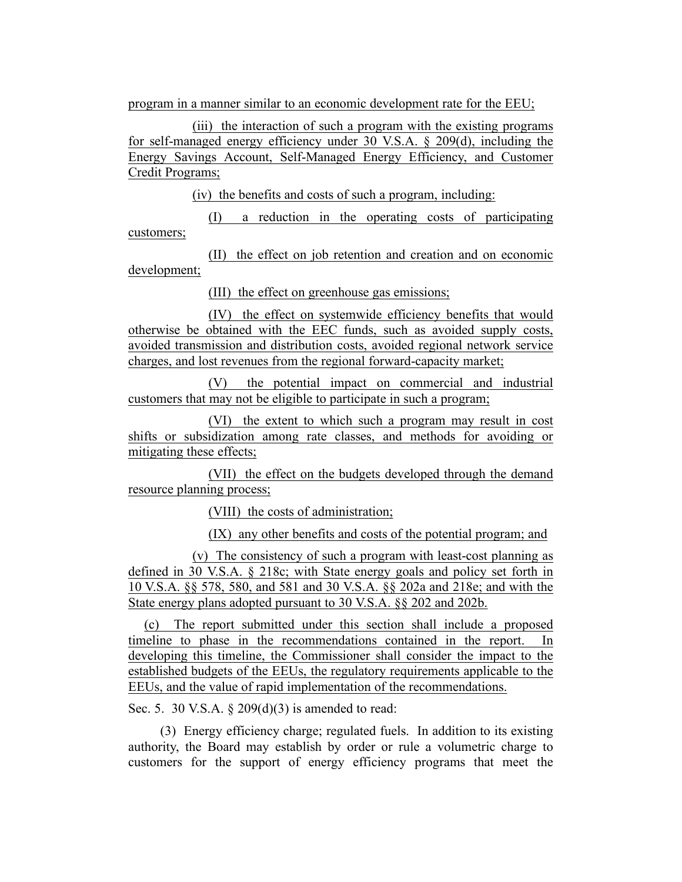program in a manner similar to an economic development rate for the EEU;

(iii) the interaction of such a program with the existing programs for self-managed energy efficiency under 30 V.S.A. § 209(d), including the Energy Savings Account, Self-Managed Energy Efficiency, and Customer Credit Programs;

(iv) the benefits and costs of such a program, including:

(I) a reduction in the operating costs of participating customers;

(II) the effect on job retention and creation and on economic development;

(III) the effect on greenhouse gas emissions;

(IV) the effect on systemwide efficiency benefits that would otherwise be obtained with the EEC funds, such as avoided supply costs, avoided transmission and distribution costs, avoided regional network service charges, and lost revenues from the regional forward-capacity market;

(V) the potential impact on commercial and industrial customers that may not be eligible to participate in such a program;

(VI) the extent to which such a program may result in cost shifts or subsidization among rate classes, and methods for avoiding or mitigating these effects;

(VII) the effect on the budgets developed through the demand resource planning process;

(VIII) the costs of administration;

(IX) any other benefits and costs of the potential program; and

(v) The consistency of such a program with least-cost planning as defined in 30 V.S.A. § 218c; with State energy goals and policy set forth in 10 V.S.A. §§ 578, 580, and 581 and 30 V.S.A. §§ 202a and 218e; and with the State energy plans adopted pursuant to 30 V.S.A. §§ 202 and 202b.

(c) The report submitted under this section shall include a proposed timeline to phase in the recommendations contained in the report. In developing this timeline, the Commissioner shall consider the impact to the established budgets of the EEUs, the regulatory requirements applicable to the EEUs, and the value of rapid implementation of the recommendations.

Sec. 5. 30 V.S.A. § 209(d)(3) is amended to read:

(3) Energy efficiency charge; regulated fuels. In addition to its existing authority, the Board may establish by order or rule a volumetric charge to customers for the support of energy efficiency programs that meet the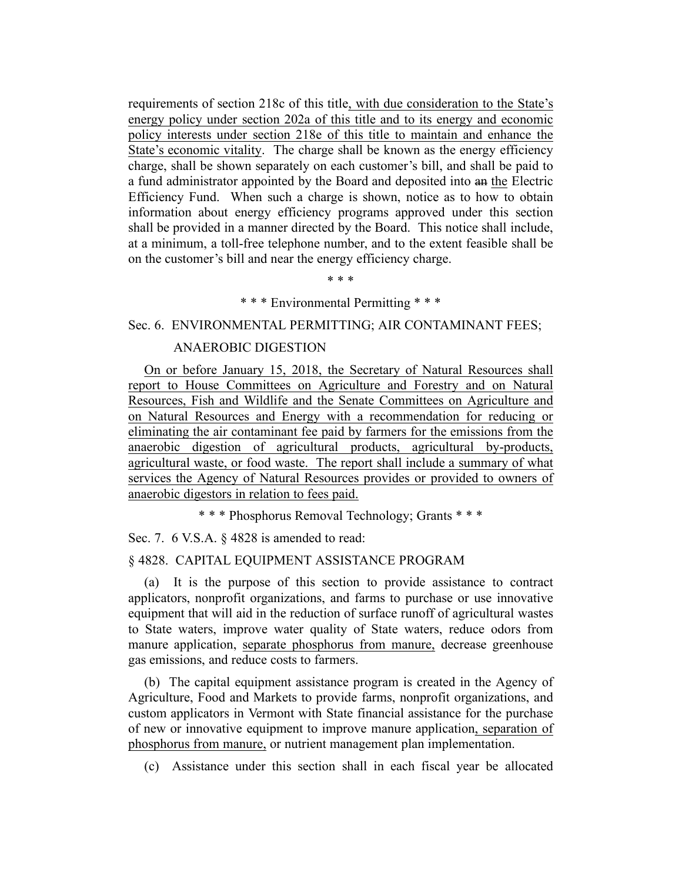requirements of section 218c of this title, with due consideration to the State's energy policy under section 202a of this title and to its energy and economic policy interests under section 218e of this title to maintain and enhance the State's economic vitality. The charge shall be known as the energy efficiency charge, shall be shown separately on each customer's bill, and shall be paid to a fund administrator appointed by the Board and deposited into ~~an~~ the Electric Efficiency Fund. When such a charge is shown, notice as to how to obtain information about energy efficiency programs approved under this section shall be provided in a manner directed by the Board. This notice shall include, at a minimum, a toll-free telephone number, and to the extent feasible shall be on the customer's bill and near the energy efficiency charge.

\* \* \*

\* \* \* Environmental Permitting \* \* \*

Sec. 6. ENVIRONMENTAL PERMITTING; AIR CONTAMINANT FEES; ANAEROBIC DIGESTION

On or before January 15, 2018, the Secretary of Natural Resources shall report to House Committees on Agriculture and Forestry and on Natural Resources, Fish and Wildlife and the Senate Committees on Agriculture and on Natural Resources and Energy with a recommendation for reducing or eliminating the air contaminant fee paid by farmers for the emissions from the anaerobic digestion of agricultural products, agricultural by-products, agricultural waste, or food waste. The report shall include a summary of what services the Agency of Natural Resources provides or provided to owners of anaerobic digestors in relation to fees paid.

\* \* \* Phosphorus Removal Technology; Grants \* \* \*

Sec. 7. 6 V.S.A. § 4828 is amended to read:

§ 4828. CAPITAL EQUIPMENT ASSISTANCE PROGRAM

(a) It is the purpose of this section to provide assistance to contract applicators, nonprofit organizations, and farms to purchase or use innovative equipment that will aid in the reduction of surface runoff of agricultural wastes to State waters, improve water quality of State waters, reduce odors from manure application, separate phosphorus from manure, decrease greenhouse gas emissions, and reduce costs to farmers.

(b) The capital equipment assistance program is created in the Agency of Agriculture, Food and Markets to provide farms, nonprofit organizations, and custom applicators in Vermont with State financial assistance for the purchase of new or innovative equipment to improve manure application, separation of phosphorus from manure, or nutrient management plan implementation.

(c) Assistance under this section shall in each fiscal year be allocated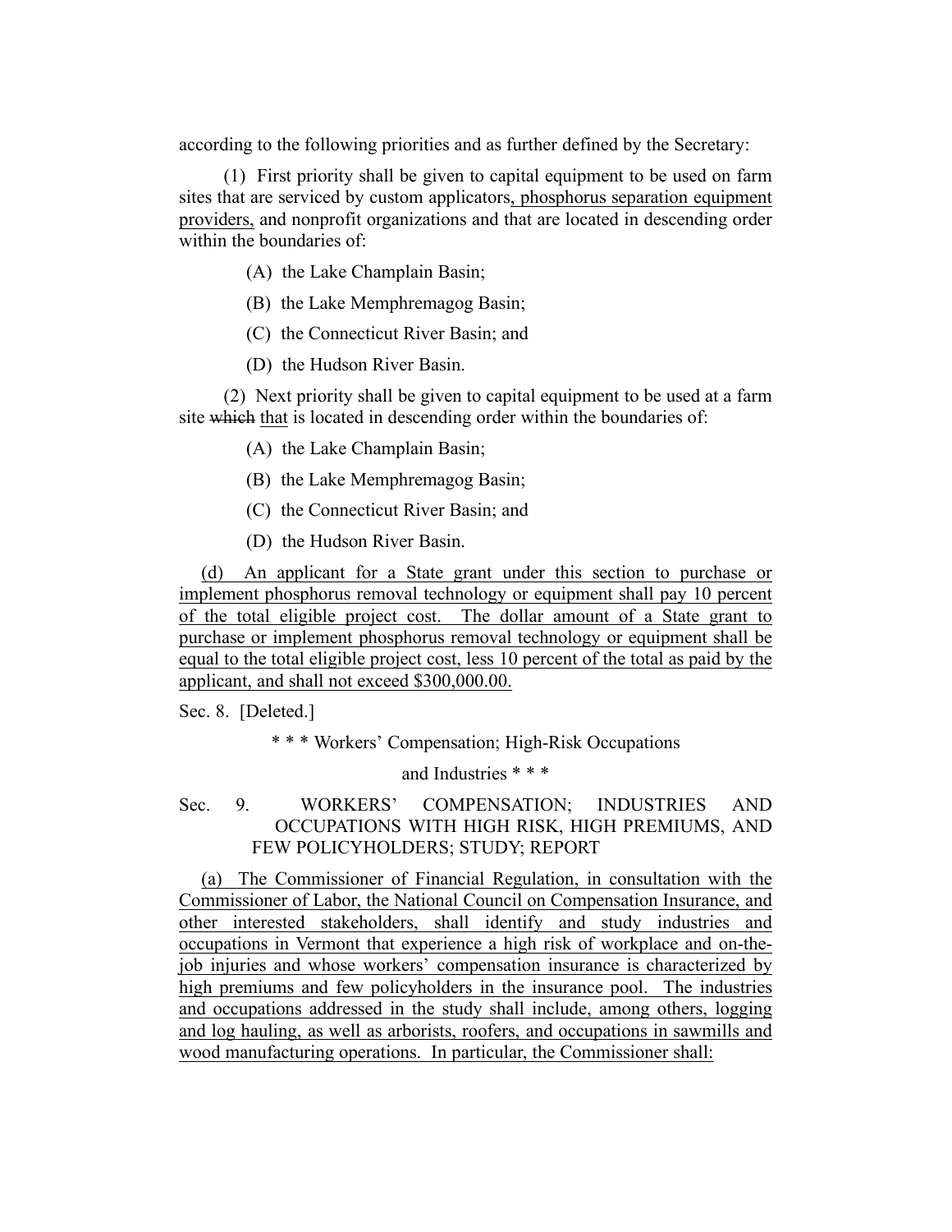according to the following priorities and as further defined by the Secretary:

(1) First priority shall be given to capital equipment to be used on farm sites that are serviced by custom applicators, phosphorus separation equipment providers, and nonprofit organizations and that are located in descending order within the boundaries of:

(A) the Lake Champlain Basin;

(B) the Lake Memphremagog Basin;

(C) the Connecticut River Basin; and

(D) the Hudson River Basin.

(2) Next priority shall be given to capital equipment to be used at a farm site ~~which~~ that is located in descending order within the boundaries of:

(A) the Lake Champlain Basin;

(B) the Lake Memphremagog Basin;

(C) the Connecticut River Basin; and

(D) the Hudson River Basin.

(d) An applicant for a State grant under this section to purchase or implement phosphorus removal technology or equipment shall pay 10 percent of the total eligible project cost. The dollar amount of a State grant to purchase or implement phosphorus removal technology or equipment shall be equal to the total eligible project cost, less 10 percent of the total as paid by the applicant, and shall not exceed $300,000.00.

Sec. 8. [Deleted.]

\* \* \* Workers' Compensation; High-Risk Occupations and Industries \* \* \*

Sec. 9. WORKERS' COMPENSATION; INDUSTRIES AND OCCUPATIONS WITH HIGH RISK, HIGH PREMIUMS, AND FEW POLICYHOLDERS; STUDY; REPORT

(a) The Commissioner of Financial Regulation, in consultation with the Commissioner of Labor, the National Council on Compensation Insurance, and other interested stakeholders, shall identify and study industries and occupations in Vermont that experience a high risk of workplace and on-the-job injuries and whose workers' compensation insurance is characterized by high premiums and few policyholders in the insurance pool. The industries and occupations addressed in the study shall include, among others, logging and log hauling, as well as arborists, roofers, and occupations in sawmills and wood manufacturing operations. In particular, the Commissioner shall: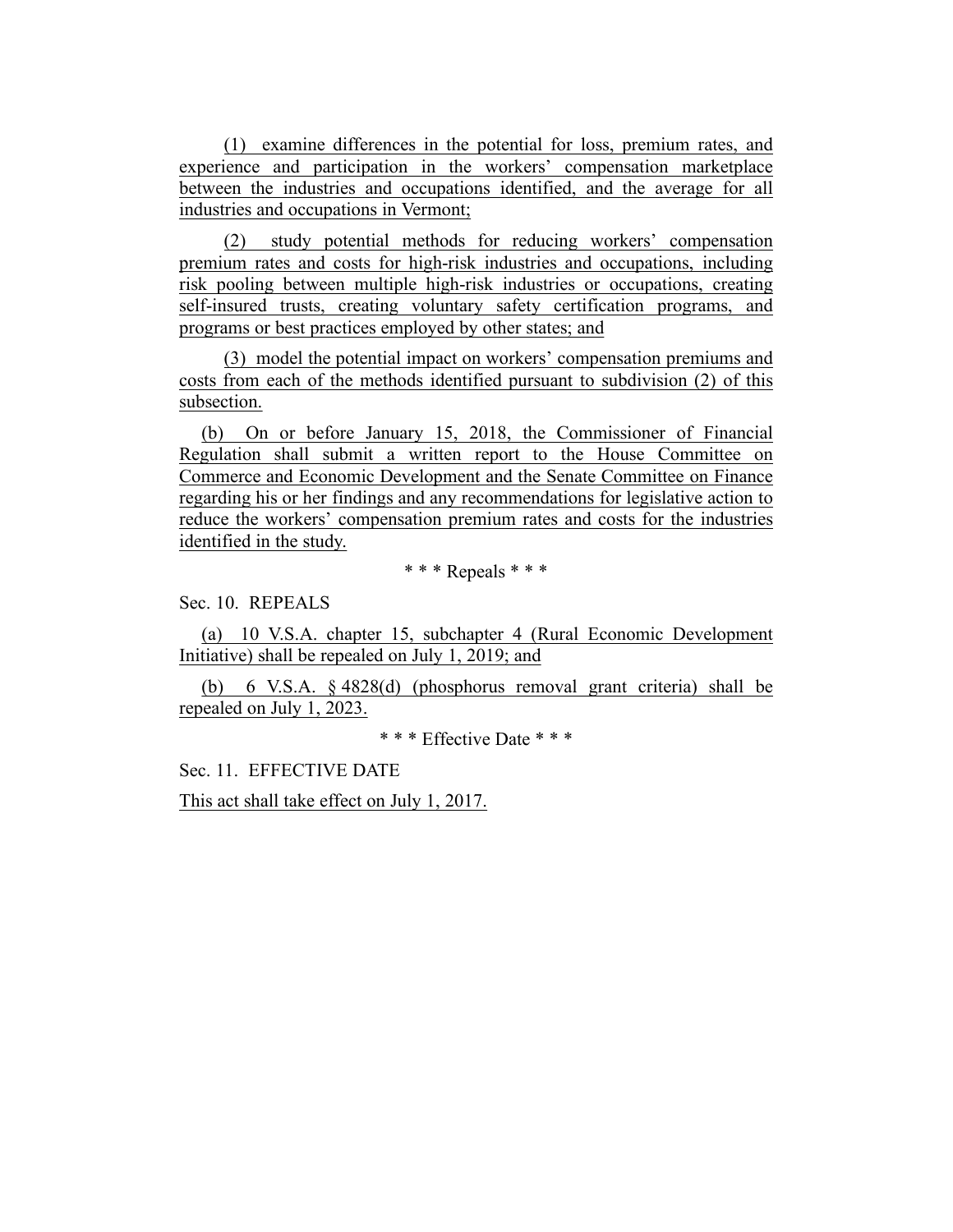(1) examine differences in the potential for loss, premium rates, and experience and participation in the workers' compensation marketplace between the industries and occupations identified, and the average for all industries and occupations in Vermont;

(2) study potential methods for reducing workers' compensation premium rates and costs for high-risk industries and occupations, including risk pooling between multiple high-risk industries or occupations, creating self-insured trusts, creating voluntary safety certification programs, and programs or best practices employed by other states; and

(3) model the potential impact on workers' compensation premiums and costs from each of the methods identified pursuant to subdivision (2) of this subsection.

(b) On or before January 15, 2018, the Commissioner of Financial Regulation shall submit a written report to the House Committee on Commerce and Economic Development and the Senate Committee on Finance regarding his or her findings and any recommendations for legislative action to reduce the workers' compensation premium rates and costs for the industries identified in the study.

\* \* \* Repeals \* \* \*

Sec. 10. REPEALS

(a) 10 V.S.A. chapter 15, subchapter 4 (Rural Economic Development Initiative) shall be repealed on July 1, 2019; and

(b) 6 V.S.A. § 4828(d) (phosphorus removal grant criteria) shall be repealed on July 1, 2023.

\* \* \* Effective Date \* \* \*

Sec. 11. EFFECTIVE DATE

This act shall take effect on July 1, 2017.